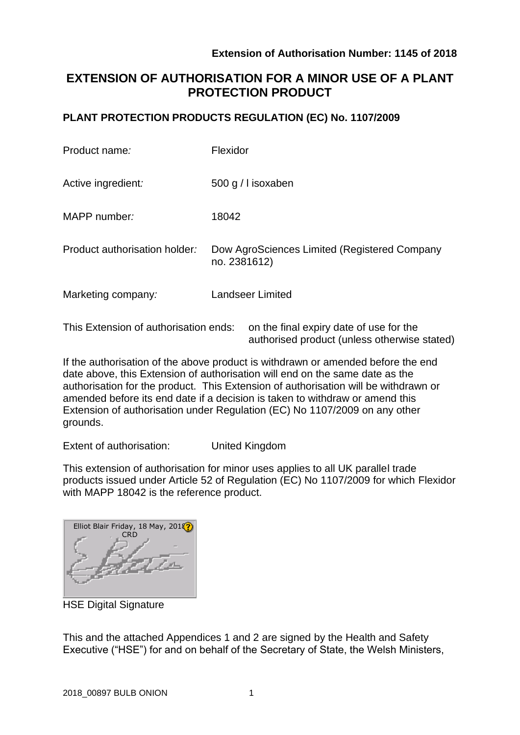**Extension of Authorisation Number: 1145 of 2018**

# EXTENSION OF AUTHORISATION FOR A MINOR USE OF A PLANT PROTECTION PRODUCT

## PLANT PROTECTION PRODUCTS REGULATION (EC) No. 1107/2009

| | |
|---|---|
| Product name*:* | Flexidor |
| Active ingredient*:* | 500 g / l isoxaben |
| MAPP number*:* | 18042 |
| Product authorisation holder*:* | Dow AgroSciences Limited (Registered Company no. 2381612) |
| Marketing company*:* | Landseer Limited |

This Extension of authorisation ends: on the final expiry date of use for the authorised product (unless otherwise stated)

If the authorisation of the above product is withdrawn or amended before the end date above, this Extension of authorisation will end on the same date as the authorisation for the product. This Extension of authorisation will be withdrawn or amended before its end date if a decision is taken to withdraw or amend this Extension of authorisation under Regulation (EC) No 1107/2009 on any other grounds.

Extent of authorisation: United Kingdom

This extension of authorisation for minor uses applies to all UK parallel trade products issued under Article 52 of Regulation (EC) No 1107/2009 for which Flexidor with MAPP 18042 is the reference product.

Elliot Blair Friday, 18 May, 2018 CRD

HSE Digital Signature

This and the attached Appendices 1 and 2 are signed by the Health and Safety Executive ("HSE") for and on behalf of the Secretary of State, the Welsh Ministers,

2018_00897 BULB ONION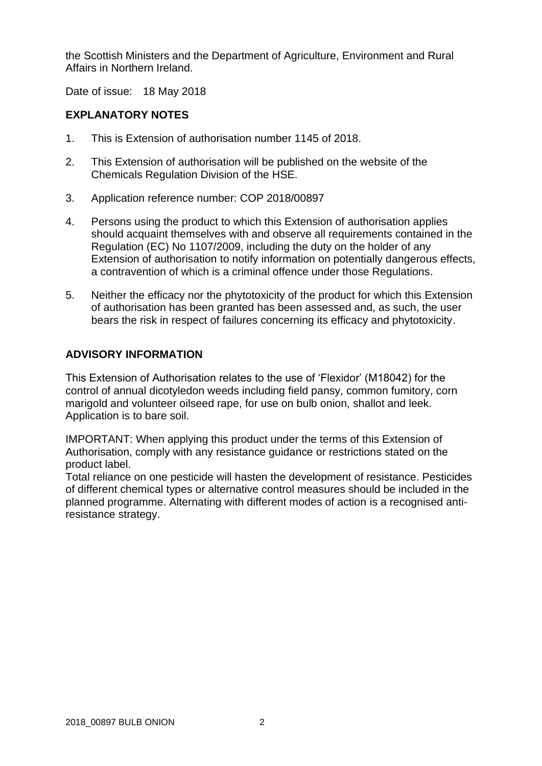the Scottish Ministers and the Department of Agriculture, Environment and Rural Affairs in Northern Ireland.

Date of issue: 18 May 2018

## EXPLANATORY NOTES

1. This is Extension of authorisation number 1145 of 2018.
2. This Extension of authorisation will be published on the website of the Chemicals Regulation Division of the HSE.
3. Application reference number: COP 2018/00897
4. Persons using the product to which this Extension of authorisation applies should acquaint themselves with and observe all requirements contained in the Regulation (EC) No 1107/2009, including the duty on the holder of any Extension of authorisation to notify information on potentially dangerous effects, a contravention of which is a criminal offence under those Regulations.
5. Neither the efficacy nor the phytotoxicity of the product for which this Extension of authorisation has been granted has been assessed and, as such, the user bears the risk in respect of failures concerning its efficacy and phytotoxicity.

## ADVISORY INFORMATION

This Extension of Authorisation relates to the use of 'Flexidor' (M18042) for the control of annual dicotyledon weeds including field pansy, common fumitory, corn marigold and volunteer oilseed rape, for use on bulb onion, shallot and leek. Application is to bare soil.

IMPORTANT: When applying this product under the terms of this Extension of Authorisation, comply with any resistance guidance or restrictions stated on the product label.
Total reliance on one pesticide will hasten the development of resistance. Pesticides of different chemical types or alternative control measures should be included in the planned programme. Alternating with different modes of action is a recognised anti-resistance strategy.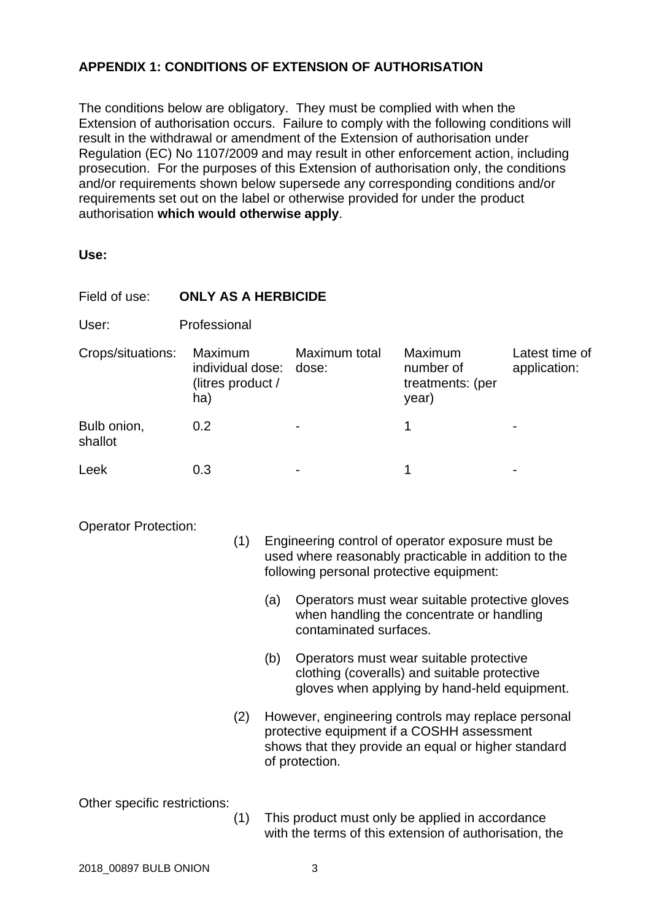## APPENDIX 1: CONDITIONS OF EXTENSION OF AUTHORISATION

The conditions below are obligatory. They must be complied with when the Extension of authorisation occurs. Failure to comply with the following conditions will result in the withdrawal or amendment of the Extension of authorisation under Regulation (EC) No 1107/2009 and may result in other enforcement action, including prosecution. For the purposes of this Extension of authorisation only, the conditions and/or requirements shown below supersede any corresponding conditions and/or requirements set out on the label or otherwise provided for under the product authorisation **which would otherwise apply**.

**Use:**

Field of use: **ONLY AS A HERBICIDE**

User: Professional

| Crops/situations: | Maximum individual dose: (litres product / ha) | Maximum total dose: | Maximum number of treatments: (per year) | Latest time of application: |
|---|---|---|---|---|
| Bulb onion, shallot | 0.2 | - | 1 | - |
| Leek | 0.3 | - | 1 | - |

Operator Protection:

(1) Engineering control of operator exposure must be used where reasonably practicable in addition to the following personal protective equipment:

(a) Operators must wear suitable protective gloves when handling the concentrate or handling contaminated surfaces.

(b) Operators must wear suitable protective clothing (coveralls) and suitable protective gloves when applying by hand-held equipment.

(2) However, engineering controls may replace personal protective equipment if a COSHH assessment shows that they provide an equal or higher standard of protection.

Other specific restrictions:

(1) This product must only be applied in accordance with the terms of this extension of authorisation, the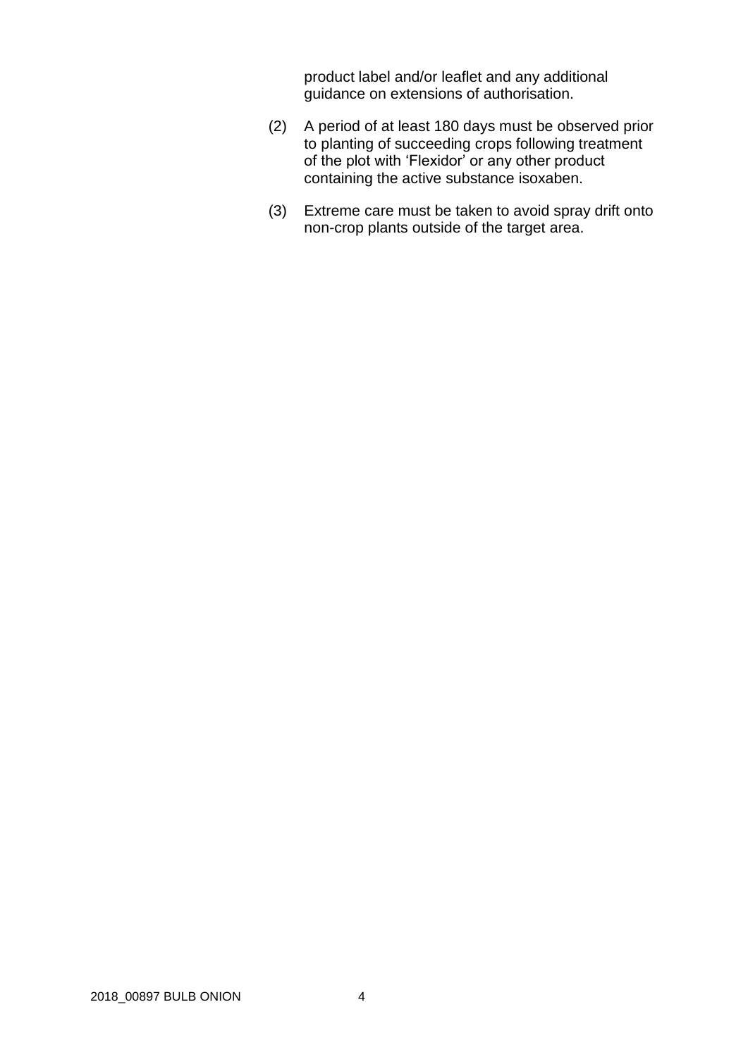product label and/or leaflet and any additional guidance on extensions of authorisation.

(2) A period of at least 180 days must be observed prior to planting of succeeding crops following treatment of the plot with ‘Flexidor’ or any other product containing the active substance isoxaben.

(3) Extreme care must be taken to avoid spray drift onto non-crop plants outside of the target area.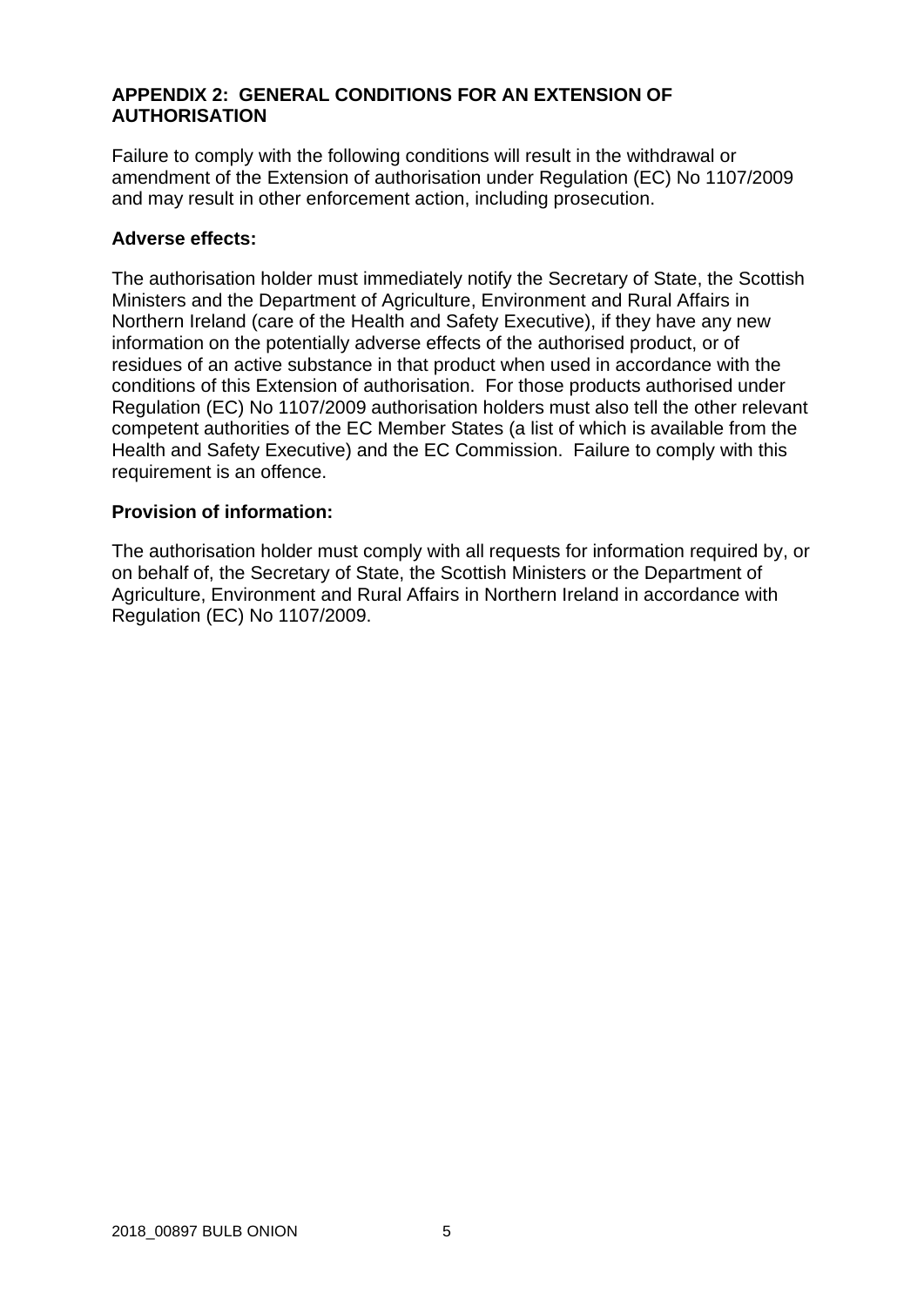## APPENDIX 2: GENERAL CONDITIONS FOR AN EXTENSION OF AUTHORISATION

Failure to comply with the following conditions will result in the withdrawal or amendment of the Extension of authorisation under Regulation (EC) No 1107/2009 and may result in other enforcement action, including prosecution.

**Adverse effects:**

The authorisation holder must immediately notify the Secretary of State, the Scottish Ministers and the Department of Agriculture, Environment and Rural Affairs in Northern Ireland (care of the Health and Safety Executive), if they have any new information on the potentially adverse effects of the authorised product, or of residues of an active substance in that product when used in accordance with the conditions of this Extension of authorisation. For those products authorised under Regulation (EC) No 1107/2009 authorisation holders must also tell the other relevant competent authorities of the EC Member States (a list of which is available from the Health and Safety Executive) and the EC Commission. Failure to comply with this requirement is an offence.

**Provision of information:**

The authorisation holder must comply with all requests for information required by, or on behalf of, the Secretary of State, the Scottish Ministers or the Department of Agriculture, Environment and Rural Affairs in Northern Ireland in accordance with Regulation (EC) No 1107/2009.